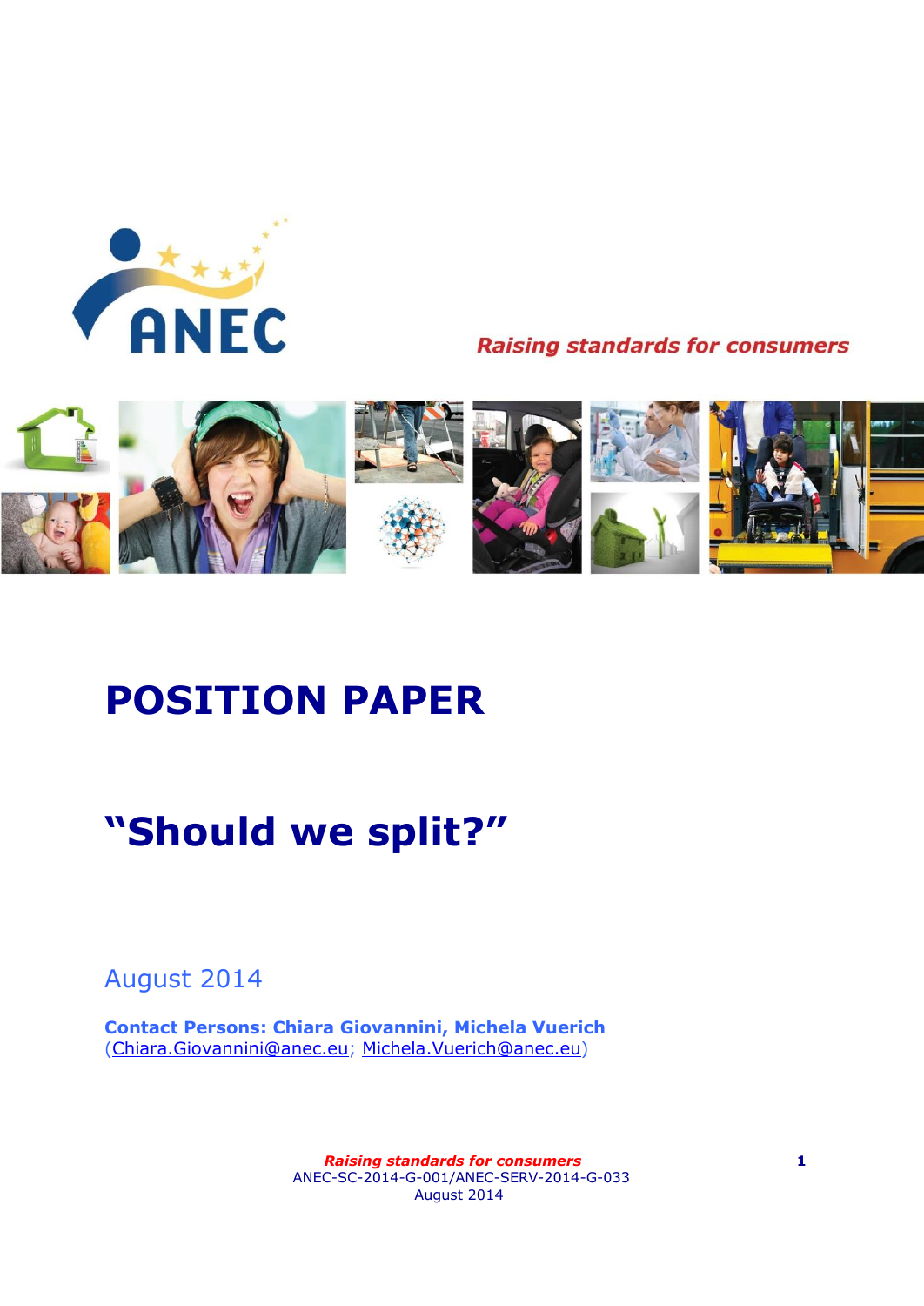ANEC

*Raising standards for consumers*

# POSITION PAPER

## "Should we split?"

August 2014

**Contact Persons: Chiara Giovannini, Michela Vuerich**
(Chiara.Giovannini@anec.eu; Michela.Vuerich@anec.eu)

*Raising standards for consumers*
ANEC-SC-2014-G-001/ANEC-SERV-2014-G-033
August 2014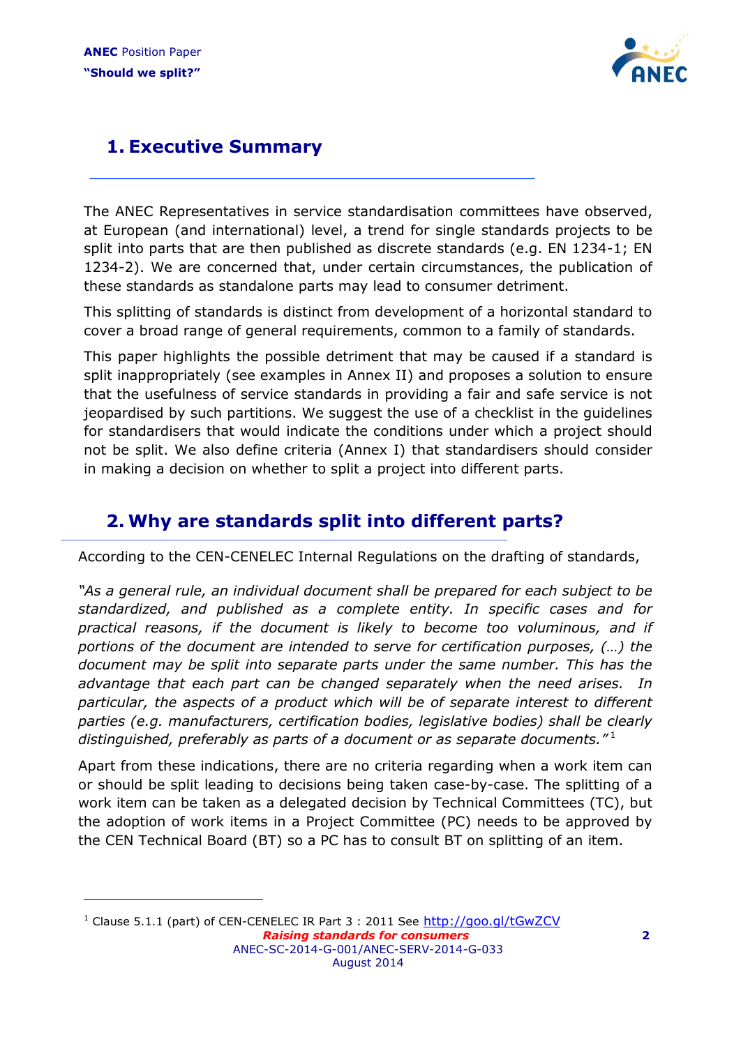## 1. Executive Summary

The ANEC Representatives in service standardisation committees have observed, at European (and international) level, a trend for single standards projects to be split into parts that are then published as discrete standards (e.g. EN 1234-1; EN 1234-2). We are concerned that, under certain circumstances, the publication of these standards as standalone parts may lead to consumer detriment.

This splitting of standards is distinct from development of a horizontal standard to cover a broad range of general requirements, common to a family of standards.

This paper highlights the possible detriment that may be caused if a standard is split inappropriately (see examples in Annex II) and proposes a solution to ensure that the usefulness of service standards in providing a fair and safe service is not jeopardised by such partitions. We suggest the use of a checklist in the guidelines for standardisers that would indicate the conditions under which a project should not be split. We also define criteria (Annex I) that standardisers should consider in making a decision on whether to split a project into different parts.

## 2. Why are standards split into different parts?

According to the CEN-CENELEC Internal Regulations on the drafting of standards,

*"As a general rule, an individual document shall be prepared for each subject to be standardized, and published as a complete entity. In specific cases and for practical reasons, if the document is likely to become too voluminous, and if portions of the document are intended to serve for certification purposes, (…) the document may be split into separate parts under the same number. This has the advantage that each part can be changed separately when the need arises. In particular, the aspects of a product which will be of separate interest to different parties (e.g. manufacturers, certification bodies, legislative bodies) shall be clearly distinguished, preferably as parts of a document or as separate documents."*[1]

Apart from these indications, there are no criteria regarding when a work item can or should be split leading to decisions being taken case-by-case. The splitting of a work item can be taken as a delegated decision by Technical Committees (TC), but the adoption of work items in a Project Committee (PC) needs to be approved by the CEN Technical Board (BT) so a PC has to consult BT on splitting of an item.

---

[1] Clause 5.1.1 (part) of CEN-CENELEC IR Part 3 : 2011 See http://goo.gl/tGwZCV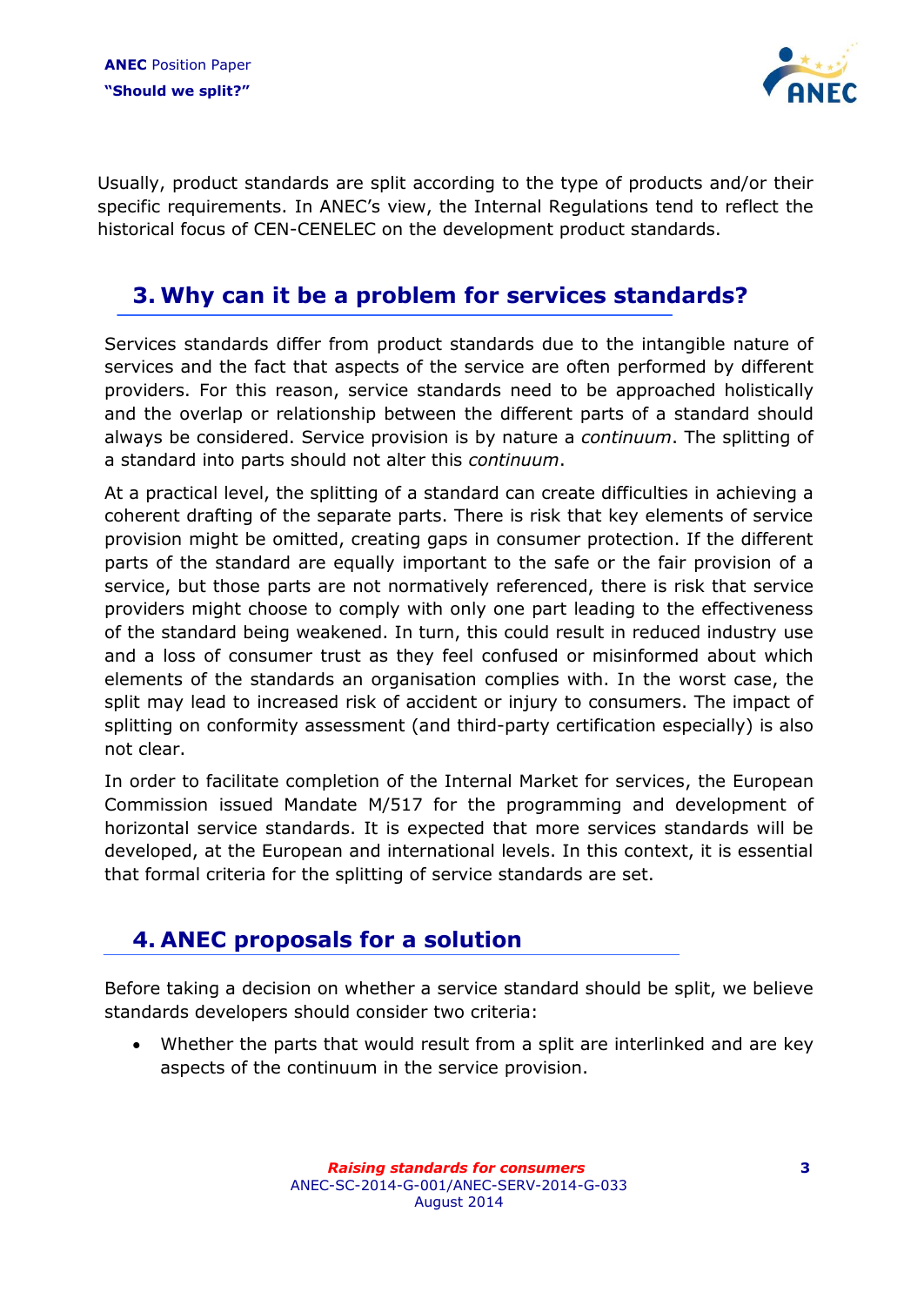Usually, product standards are split according to the type of products and/or their specific requirements. In ANEC's view, the Internal Regulations tend to reflect the historical focus of CEN-CENELEC on the development product standards.

## 3. Why can it be a problem for services standards?

Services standards differ from product standards due to the intangible nature of services and the fact that aspects of the service are often performed by different providers. For this reason, service standards need to be approached holistically and the overlap or relationship between the different parts of a standard should always be considered. Service provision is by nature a *continuum*. The splitting of a standard into parts should not alter this *continuum*.

At a practical level, the splitting of a standard can create difficulties in achieving a coherent drafting of the separate parts. There is risk that key elements of service provision might be omitted, creating gaps in consumer protection. If the different parts of the standard are equally important to the safe or the fair provision of a service, but those parts are not normatively referenced, there is risk that service providers might choose to comply with only one part leading to the effectiveness of the standard being weakened. In turn, this could result in reduced industry use and a loss of consumer trust as they feel confused or misinformed about which elements of the standards an organisation complies with. In the worst case, the split may lead to increased risk of accident or injury to consumers. The impact of splitting on conformity assessment (and third-party certification especially) is also not clear.

In order to facilitate completion of the Internal Market for services, the European Commission issued Mandate M/517 for the programming and development of horizontal service standards. It is expected that more services standards will be developed, at the European and international levels. In this context, it is essential that formal criteria for the splitting of service standards are set.

## 4. ANEC proposals for a solution

Before taking a decision on whether a service standard should be split, we believe standards developers should consider two criteria:

- Whether the parts that would result from a split are interlinked and are key aspects of the continuum in the service provision.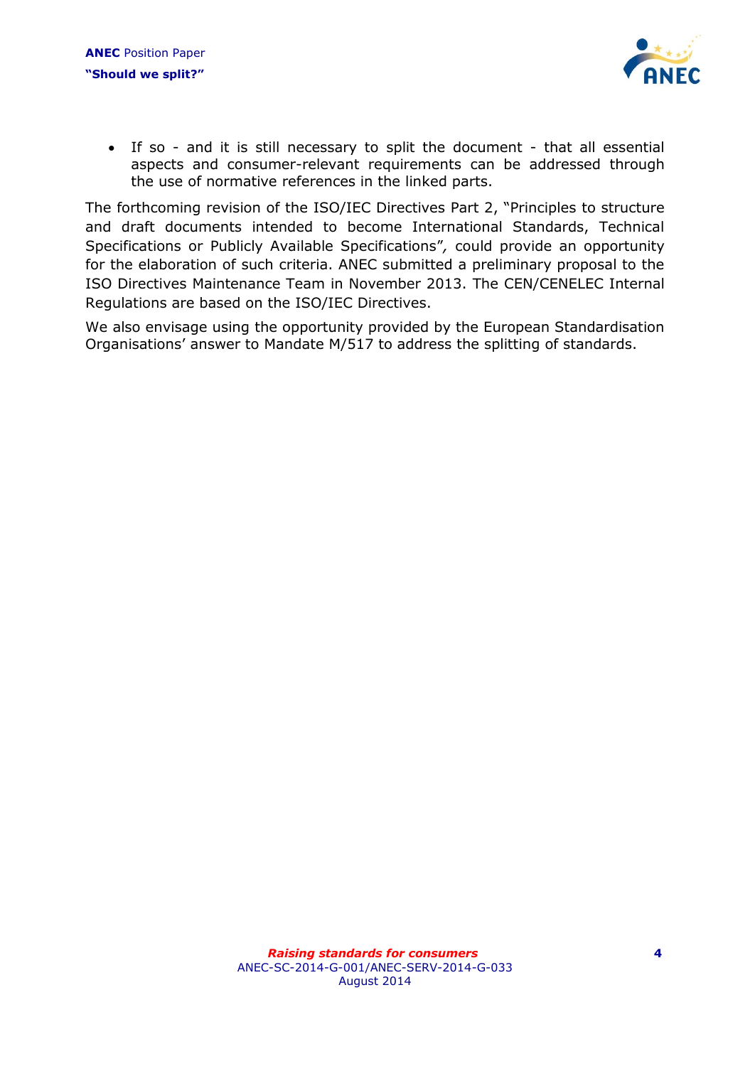- If so - and it is still necessary to split the document - that all essential aspects and consumer-relevant requirements can be addressed through the use of normative references in the linked parts.

The forthcoming revision of the ISO/IEC Directives Part 2, "Principles to structure and draft documents intended to become International Standards, Technical Specifications or Publicly Available Specifications", could provide an opportunity for the elaboration of such criteria. ANEC submitted a preliminary proposal to the ISO Directives Maintenance Team in November 2013. The CEN/CENELEC Internal Regulations are based on the ISO/IEC Directives.

We also envisage using the opportunity provided by the European Standardisation Organisations' answer to Mandate M/517 to address the splitting of standards.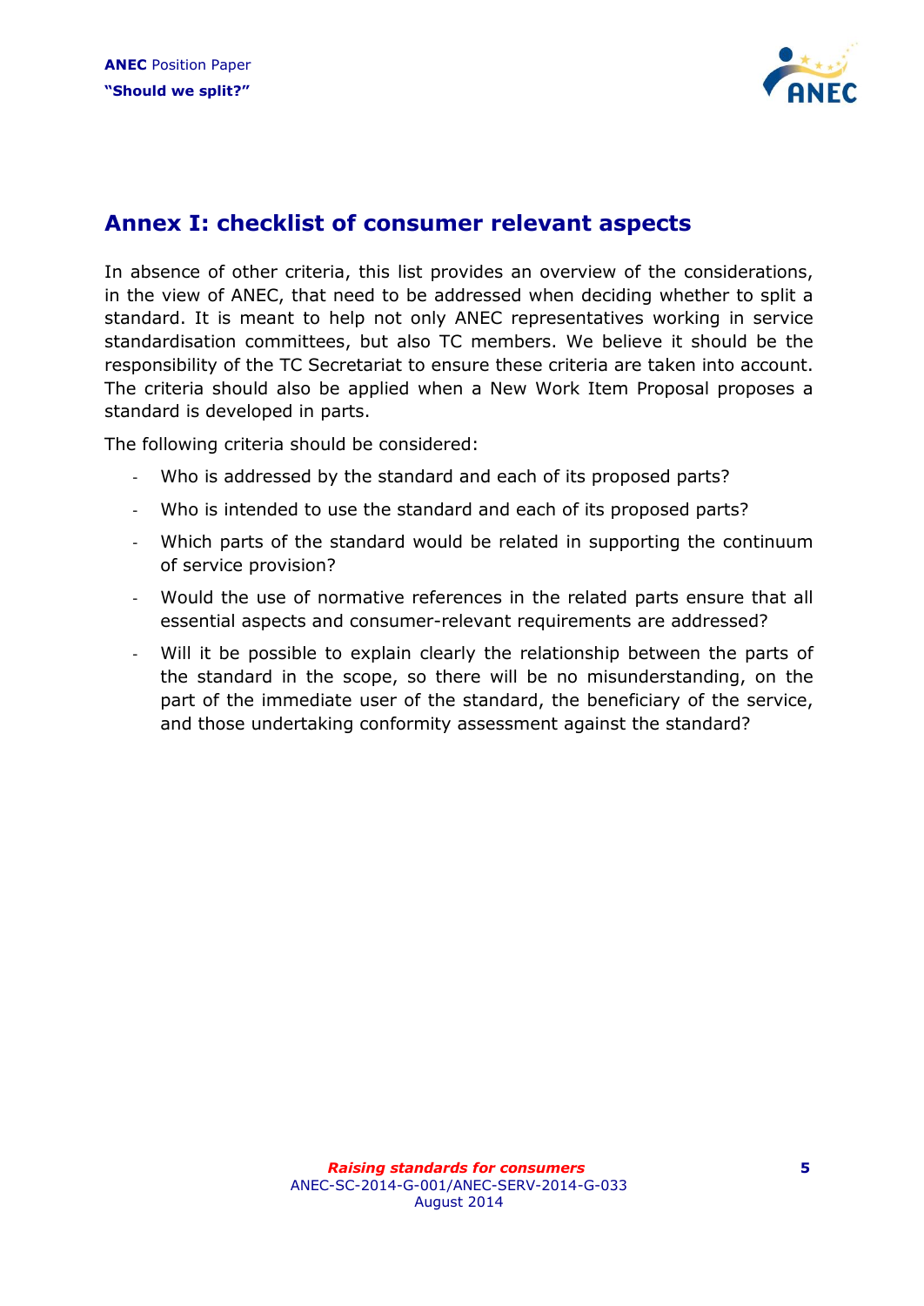## Annex I: checklist of consumer relevant aspects

In absence of other criteria, this list provides an overview of the considerations, in the view of ANEC, that need to be addressed when deciding whether to split a standard. It is meant to help not only ANEC representatives working in service standardisation committees, but also TC members. We believe it should be the responsibility of the TC Secretariat to ensure these criteria are taken into account. The criteria should also be applied when a New Work Item Proposal proposes a standard is developed in parts.

The following criteria should be considered:

- Who is addressed by the standard and each of its proposed parts?
- Who is intended to use the standard and each of its proposed parts?
- Which parts of the standard would be related in supporting the continuum of service provision?
- Would the use of normative references in the related parts ensure that all essential aspects and consumer-relevant requirements are addressed?
- Will it be possible to explain clearly the relationship between the parts of the standard in the scope, so there will be no misunderstanding, on the part of the immediate user of the standard, the beneficiary of the service, and those undertaking conformity assessment against the standard?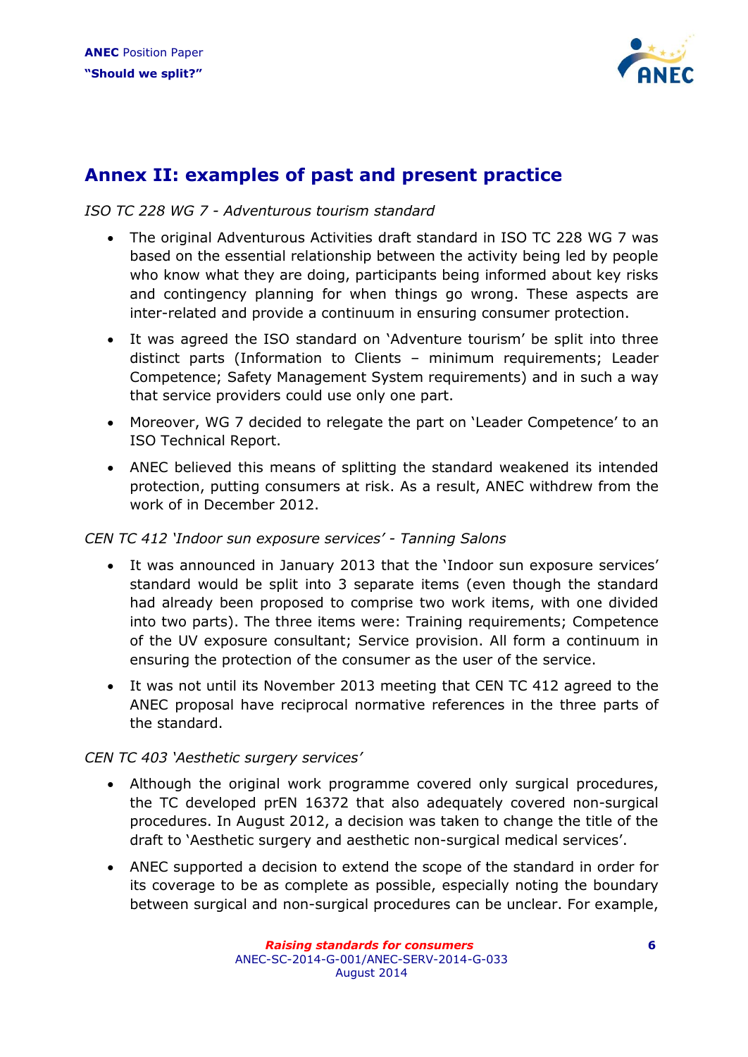## Annex II: examples of past and present practice

*ISO TC 228 WG 7 - Adventurous tourism standard*

- The original Adventurous Activities draft standard in ISO TC 228 WG 7 was based on the essential relationship between the activity being led by people who know what they are doing, participants being informed about key risks and contingency planning for when things go wrong. These aspects are inter-related and provide a continuum in ensuring consumer protection.
- It was agreed the ISO standard on 'Adventure tourism' be split into three distinct parts (Information to Clients – minimum requirements; Leader Competence; Safety Management System requirements) and in such a way that service providers could use only one part.
- Moreover, WG 7 decided to relegate the part on 'Leader Competence' to an ISO Technical Report.
- ANEC believed this means of splitting the standard weakened its intended protection, putting consumers at risk. As a result, ANEC withdrew from the work of in December 2012.

*CEN TC 412 'Indoor sun exposure services' - Tanning Salons*

- It was announced in January 2013 that the 'Indoor sun exposure services' standard would be split into 3 separate items (even though the standard had already been proposed to comprise two work items, with one divided into two parts). The three items were: Training requirements; Competence of the UV exposure consultant; Service provision. All form a continuum in ensuring the protection of the consumer as the user of the service.
- It was not until its November 2013 meeting that CEN TC 412 agreed to the ANEC proposal have reciprocal normative references in the three parts of the standard.

*CEN TC 403 'Aesthetic surgery services'*

- Although the original work programme covered only surgical procedures, the TC developed prEN 16372 that also adequately covered non-surgical procedures. In August 2012, a decision was taken to change the title of the draft to 'Aesthetic surgery and aesthetic non-surgical medical services'.
- ANEC supported a decision to extend the scope of the standard in order for its coverage to be as complete as possible, especially noting the boundary between surgical and non-surgical procedures can be unclear. For example,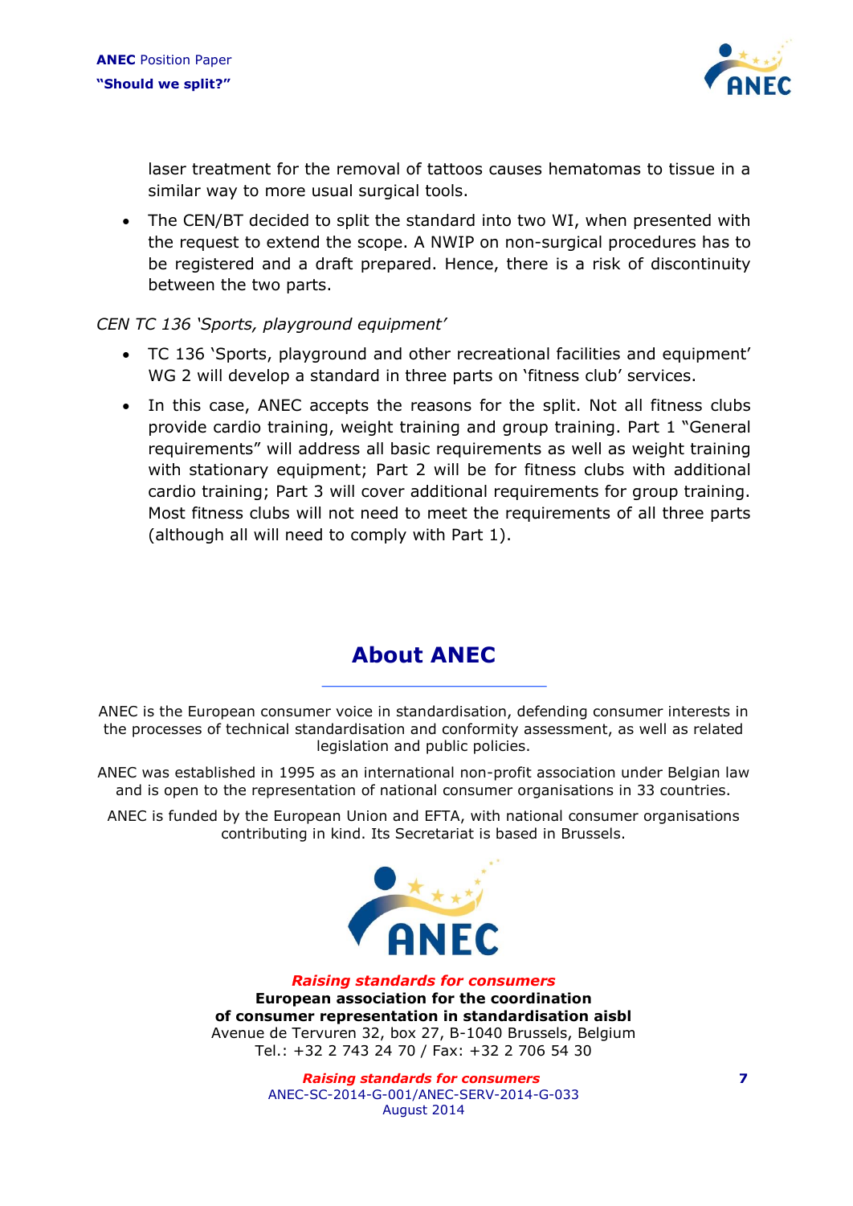laser treatment for the removal of tattoos causes hematomas to tissue in a similar way to more usual surgical tools.

- The CEN/BT decided to split the standard into two WI, when presented with the request to extend the scope. A NWIP on non-surgical procedures has to be registered and a draft prepared. Hence, there is a risk of discontinuity between the two parts.

*CEN TC 136 'Sports, playground equipment'*

- TC 136 'Sports, playground and other recreational facilities and equipment' WG 2 will develop a standard in three parts on 'fitness club' services.
- In this case, ANEC accepts the reasons for the split. Not all fitness clubs provide cardio training, weight training and group training. Part 1 "General requirements" will address all basic requirements as well as weight training with stationary equipment; Part 2 will be for fitness clubs with additional cardio training; Part 3 will cover additional requirements for group training. Most fitness clubs will not need to meet the requirements of all three parts (although all will need to comply with Part 1).

## About ANEC

ANEC is the European consumer voice in standardisation, defending consumer interests in the processes of technical standardisation and conformity assessment, as well as related legislation and public policies.

ANEC was established in 1995 as an international non-profit association under Belgian law and is open to the representation of national consumer organisations in 33 countries.

ANEC is funded by the European Union and EFTA, with national consumer organisations contributing in kind. Its Secretariat is based in Brussels.

*Raising standards for consumers*

**European association for the coordination of consumer representation in standardisation aisbl**

Avenue de Tervuren 32, box 27, B-1040 Brussels, Belgium

Tel.: +32 2 743 24 70 / Fax: +32 2 706 54 30

*Raising standards for consumers*

ANEC-SC-2014-G-001/ANEC-SERV-2014-G-033

August 2014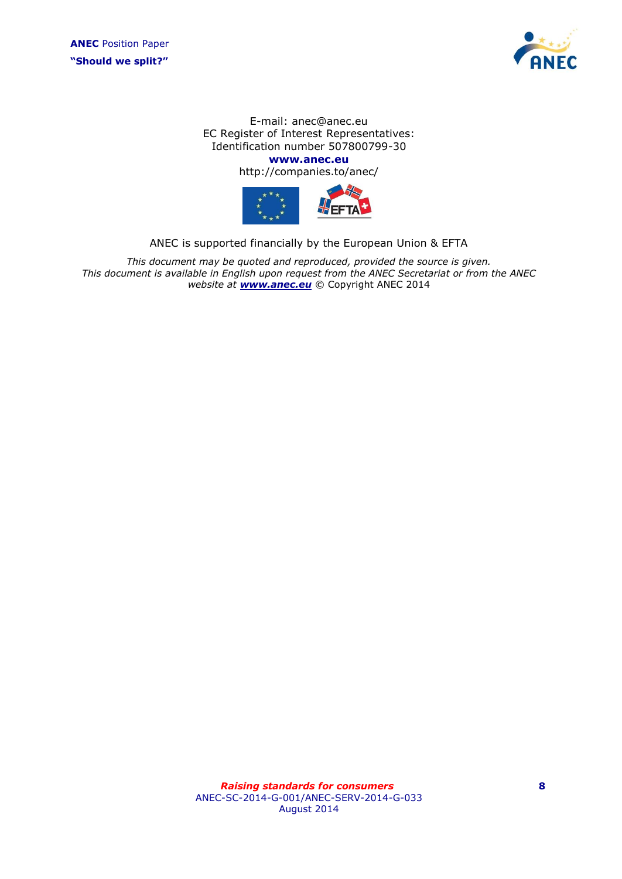E-mail: anec@anec.eu
EC Register of Interest Representatives:
Identification number 507800799-30
**www.anec.eu**
http://companies.to/anec/

ANEC is supported financially by the European Union & EFTA

*This document may be quoted and reproduced, provided the source is given.*
*This document is available in English upon request from the ANEC Secretariat or from the ANEC website at* ***www.anec.eu*** © Copyright ANEC 2014